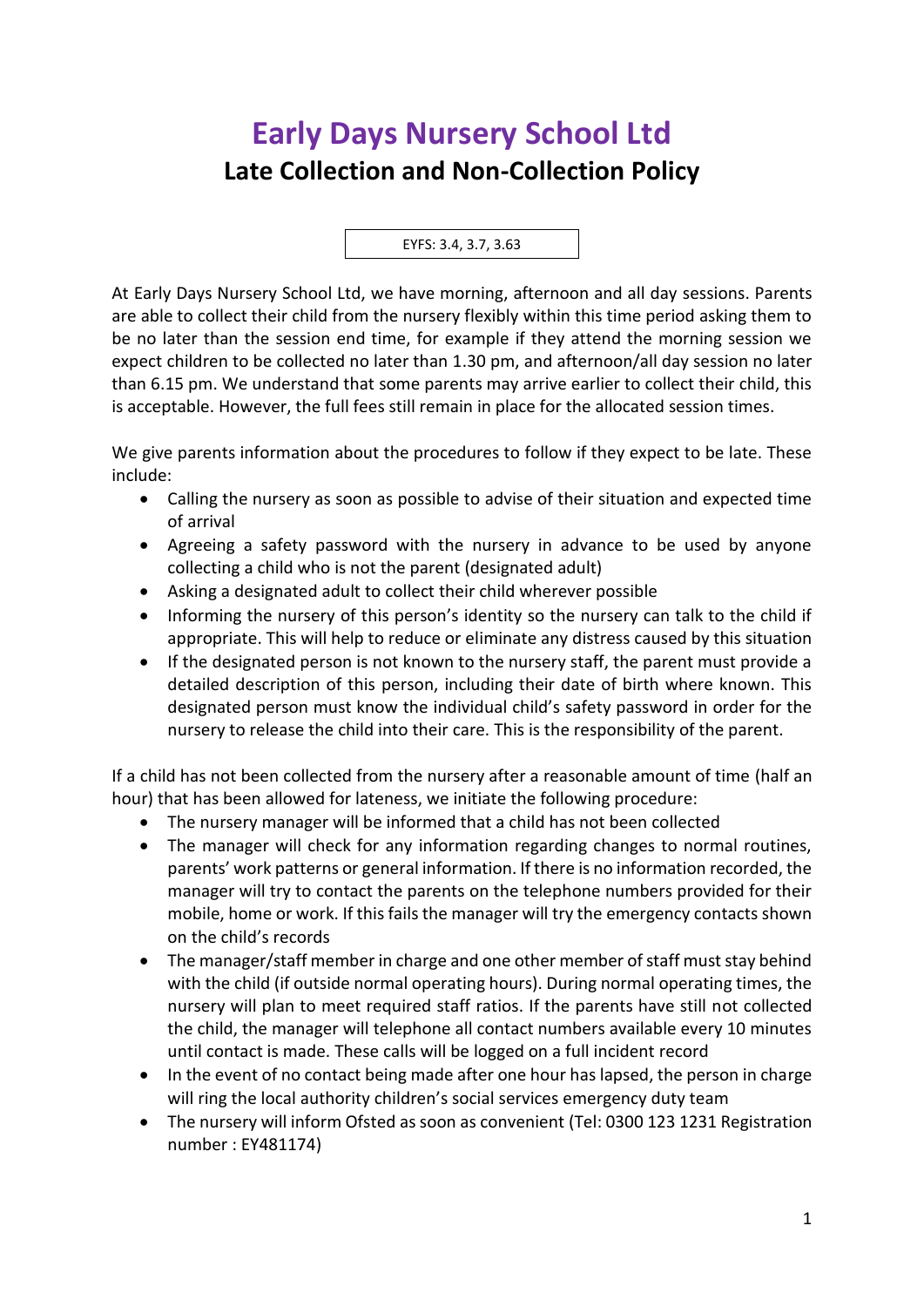# Early Days Nursery School Ltd

## Late Collection and Non-Collection Policy

EYFS: 3.4, 3.7, 3.63

At Early Days Nursery School Ltd, we have morning, afternoon and all day sessions. Parents are able to collect their child from the nursery flexibly within this time period asking them to be no later than the session end time, for example if they attend the morning session we expect children to be collected no later than 1.30 pm, and afternoon/all day session no later than 6.15 pm. We understand that some parents may arrive earlier to collect their child, this is acceptable. However, the full fees still remain in place for the allocated session times.

We give parents information about the procedures to follow if they expect to be late. These include:

- Calling the nursery as soon as possible to advise of their situation and expected time of arrival
- Agreeing a safety password with the nursery in advance to be used by anyone collecting a child who is not the parent (designated adult)
- Asking a designated adult to collect their child wherever possible
- Informing the nursery of this person's identity so the nursery can talk to the child if appropriate. This will help to reduce or eliminate any distress caused by this situation
- If the designated person is not known to the nursery staff, the parent must provide a detailed description of this person, including their date of birth where known. This designated person must know the individual child's safety password in order for the nursery to release the child into their care. This is the responsibility of the parent.

If a child has not been collected from the nursery after a reasonable amount of time (half an hour) that has been allowed for lateness, we initiate the following procedure:

- The nursery manager will be informed that a child has not been collected
- The manager will check for any information regarding changes to normal routines, parents' work patterns or general information. If there is no information recorded, the manager will try to contact the parents on the telephone numbers provided for their mobile, home or work. If this fails the manager will try the emergency contacts shown on the child's records
- The manager/staff member in charge and one other member of staff must stay behind with the child (if outside normal operating hours). During normal operating times, the nursery will plan to meet required staff ratios. If the parents have still not collected the child, the manager will telephone all contact numbers available every 10 minutes until contact is made. These calls will be logged on a full incident record
- In the event of no contact being made after one hour has lapsed, the person in charge will ring the local authority children's social services emergency duty team
- The nursery will inform Ofsted as soon as convenient (Tel: 0300 123 1231 Registration number : EY481174)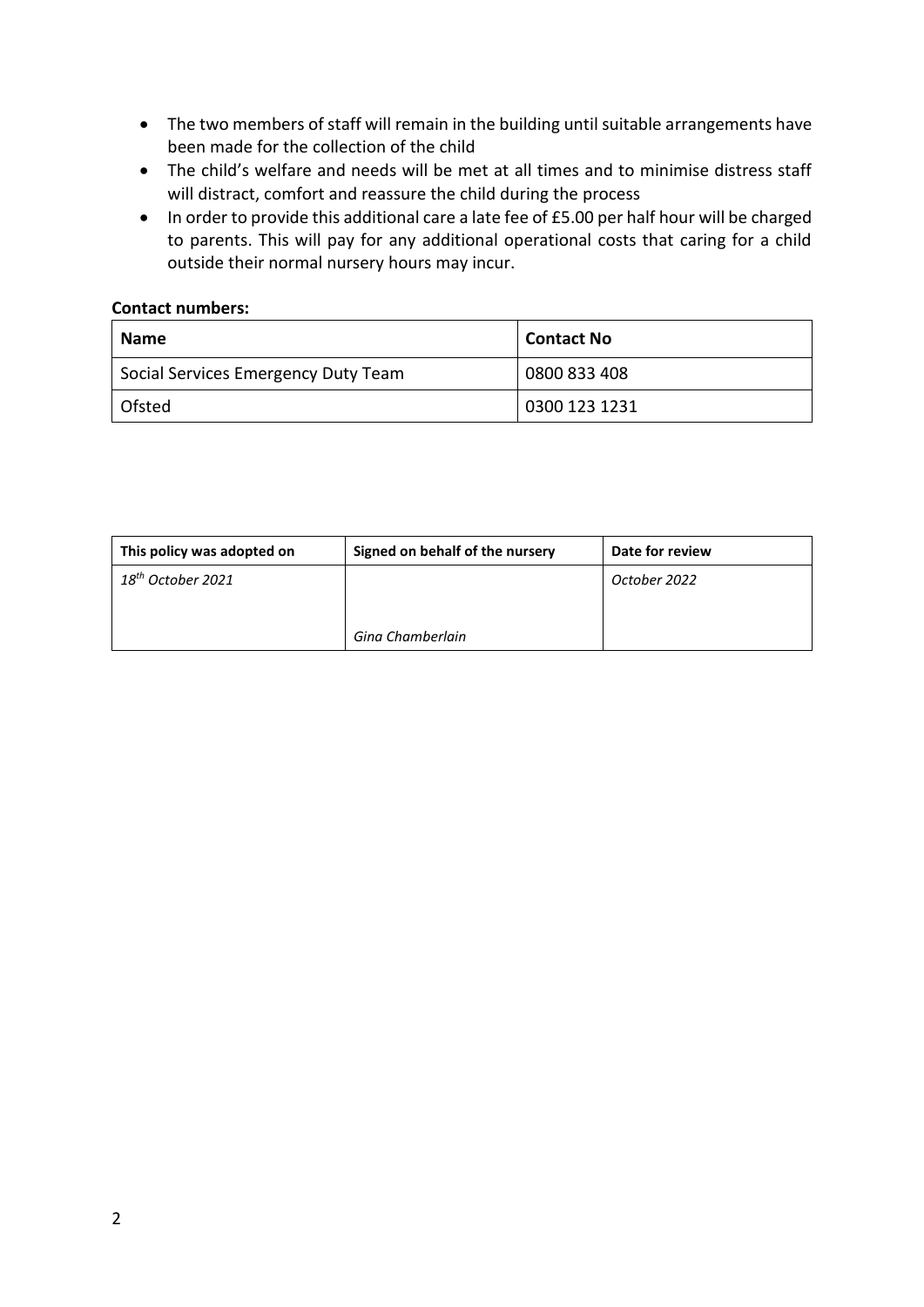- The two members of staff will remain in the building until suitable arrangements have been made for the collection of the child
- The child's welfare and needs will be met at all times and to minimise distress staff will distract, comfort and reassure the child during the process
- In order to provide this additional care a late fee of £5.00 per half hour will be charged to parents. This will pay for any additional operational costs that caring for a child outside their normal nursery hours may incur.

**Contact numbers:**

| Name | Contact No |
|---|---|
| Social Services Emergency Duty Team | 0800 833 408 |
| Ofsted | 0300 123 1231 |

| This policy was adopted on | Signed on behalf of the nursery | Date for review |
|---|---|---|
| *18th October 2021* | *Gina Chamberlain* | *October 2022* |